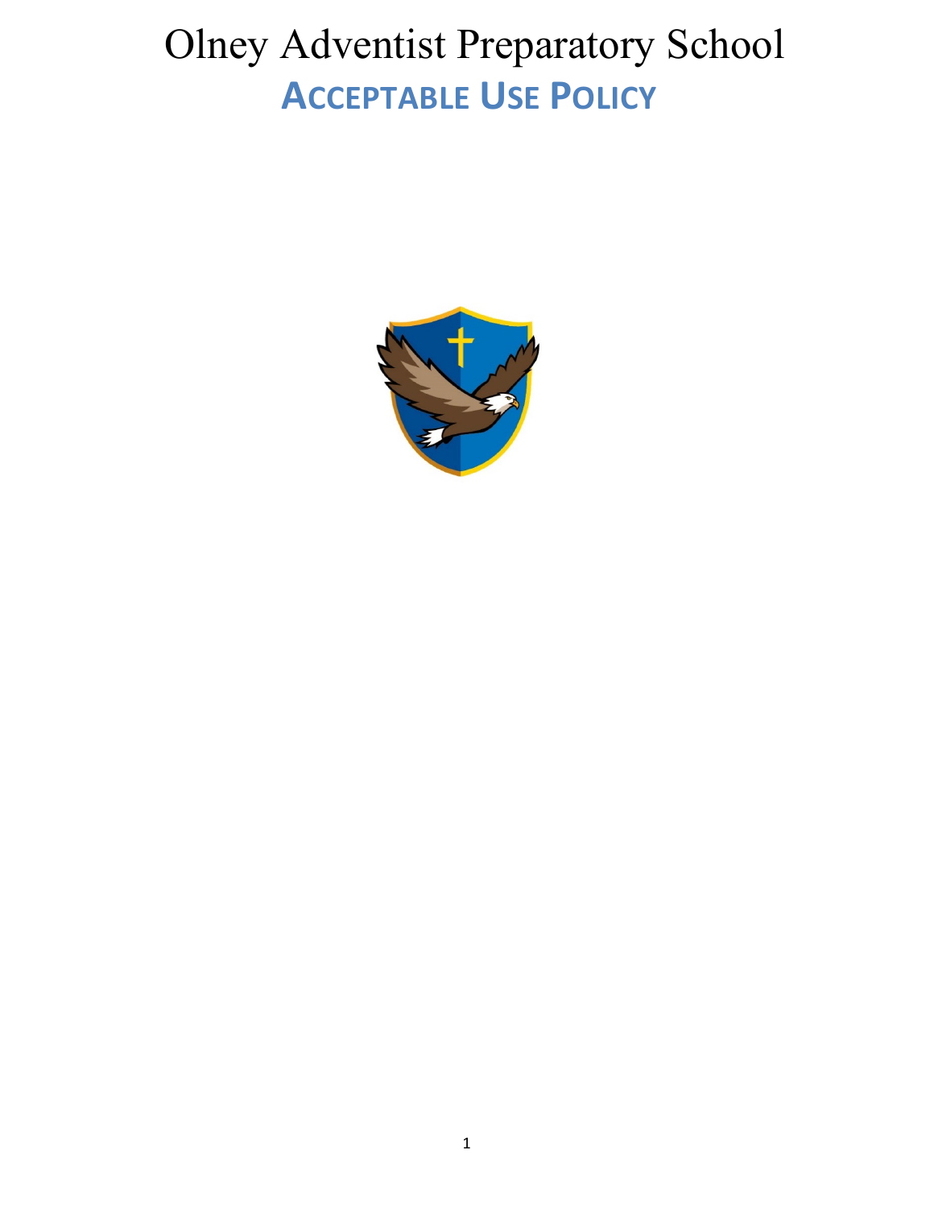# Olney Adventist Preparatory School

## ACCEPTABLE USE POLICY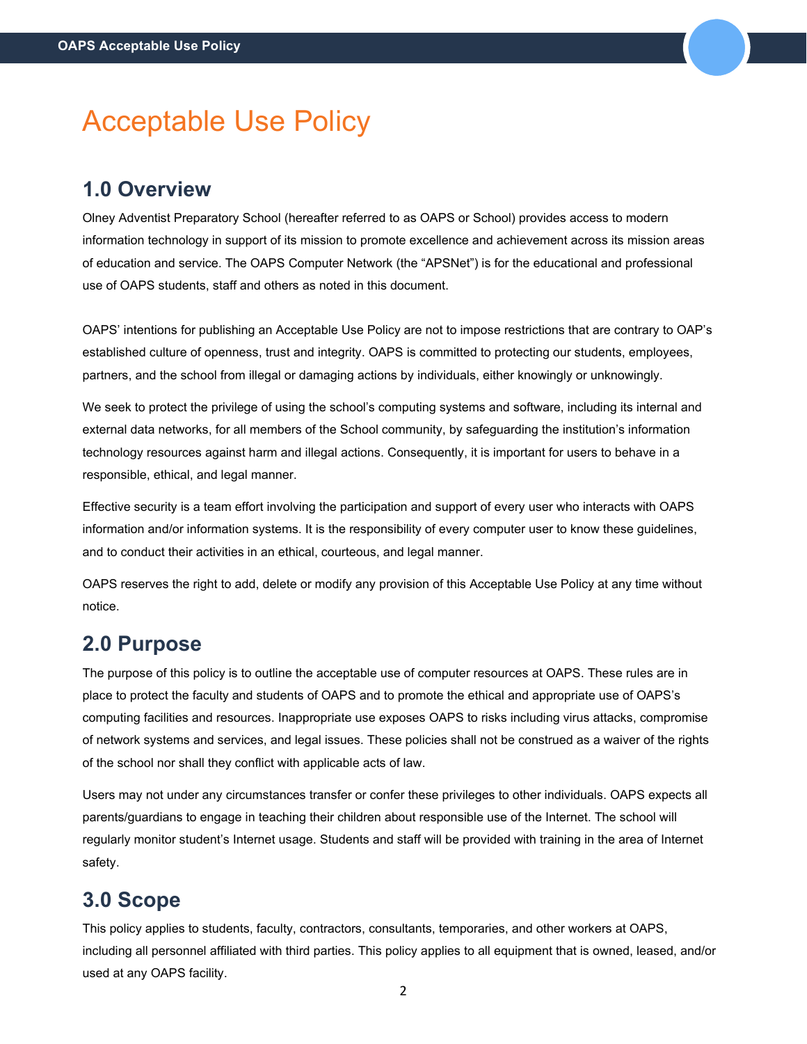# Acceptable Use Policy

## 1.0 Overview

Olney Adventist Preparatory School (hereafter referred to as OAPS or School) provides access to modern information technology in support of its mission to promote excellence and achievement across its mission areas of education and service. The OAPS Computer Network (the “APSNet”) is for the educational and professional use of OAPS students, staff and others as noted in this document.

OAPS’ intentions for publishing an Acceptable Use Policy are not to impose restrictions that are contrary to OAP’s established culture of openness, trust and integrity. OAPS is committed to protecting our students, employees, partners, and the school from illegal or damaging actions by individuals, either knowingly or unknowingly.

We seek to protect the privilege of using the school’s computing systems and software, including its internal and external data networks, for all members of the School community, by safeguarding the institution’s information technology resources against harm and illegal actions. Consequently, it is important for users to behave in a responsible, ethical, and legal manner.

Effective security is a team effort involving the participation and support of every user who interacts with OAPS information and/or information systems. It is the responsibility of every computer user to know these guidelines, and to conduct their activities in an ethical, courteous, and legal manner.

OAPS reserves the right to add, delete or modify any provision of this Acceptable Use Policy at any time without notice.

## 2.0 Purpose

The purpose of this policy is to outline the acceptable use of computer resources at OAPS. These rules are in place to protect the faculty and students of OAPS and to promote the ethical and appropriate use of OAPS’s computing facilities and resources. Inappropriate use exposes OAPS to risks including virus attacks, compromise of network systems and services, and legal issues. These policies shall not be construed as a waiver of the rights of the school nor shall they conflict with applicable acts of law.

Users may not under any circumstances transfer or confer these privileges to other individuals. OAPS expects all parents/guardians to engage in teaching their children about responsible use of the Internet. The school will regularly monitor student’s Internet usage. Students and staff will be provided with training in the area of Internet safety.

## 3.0 Scope

This policy applies to students, faculty, contractors, consultants, temporaries, and other workers at OAPS, including all personnel affiliated with third parties. This policy applies to all equipment that is owned, leased, and/or used at any OAPS facility.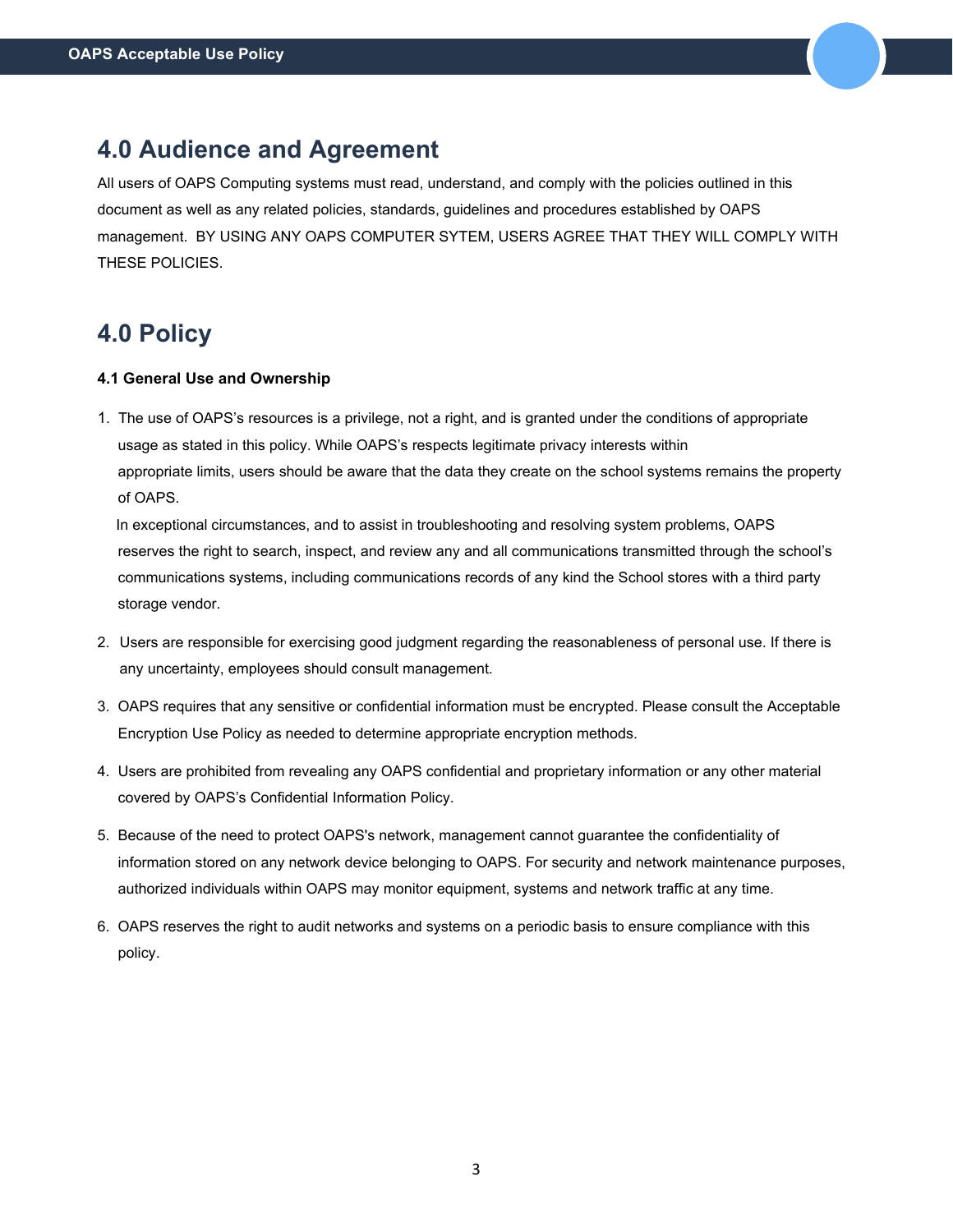## 4.0 Audience and Agreement

All users of OAPS Computing systems must read, understand, and comply with the policies outlined in this document as well as any related policies, standards, guidelines and procedures established by OAPS management.  BY USING ANY OAPS COMPUTER SYTEM, USERS AGREE THAT THEY WILL COMPLY WITH THESE POLICIES.

## 4.0 Policy

**4.1 General Use and Ownership**

1. The use of OAPS's resources is a privilege, not a right, and is granted under the conditions of appropriate usage as stated in this policy. While OAPS's respects legitimate privacy interests within appropriate limits, users should be aware that the data they create on the school systems remains the property of OAPS.

   In exceptional circumstances, and to assist in troubleshooting and resolving system problems, OAPS reserves the right to search, inspect, and review any and all communications transmitted through the school's communications systems, including communications records of any kind the School stores with a third party storage vendor.

2. Users are responsible for exercising good judgment regarding the reasonableness of personal use. If there is any uncertainty, employees should consult management.

3. OAPS requires that any sensitive or confidential information must be encrypted. Please consult the Acceptable Encryption Use Policy as needed to determine appropriate encryption methods.

4. Users are prohibited from revealing any OAPS confidential and proprietary information or any other material covered by OAPS's Confidential Information Policy.

5. Because of the need to protect OAPS's network, management cannot guarantee the confidentiality of information stored on any network device belonging to OAPS. For security and network maintenance purposes, authorized individuals within OAPS may monitor equipment, systems and network traffic at any time.

6. OAPS reserves the right to audit networks and systems on a periodic basis to ensure compliance with this policy.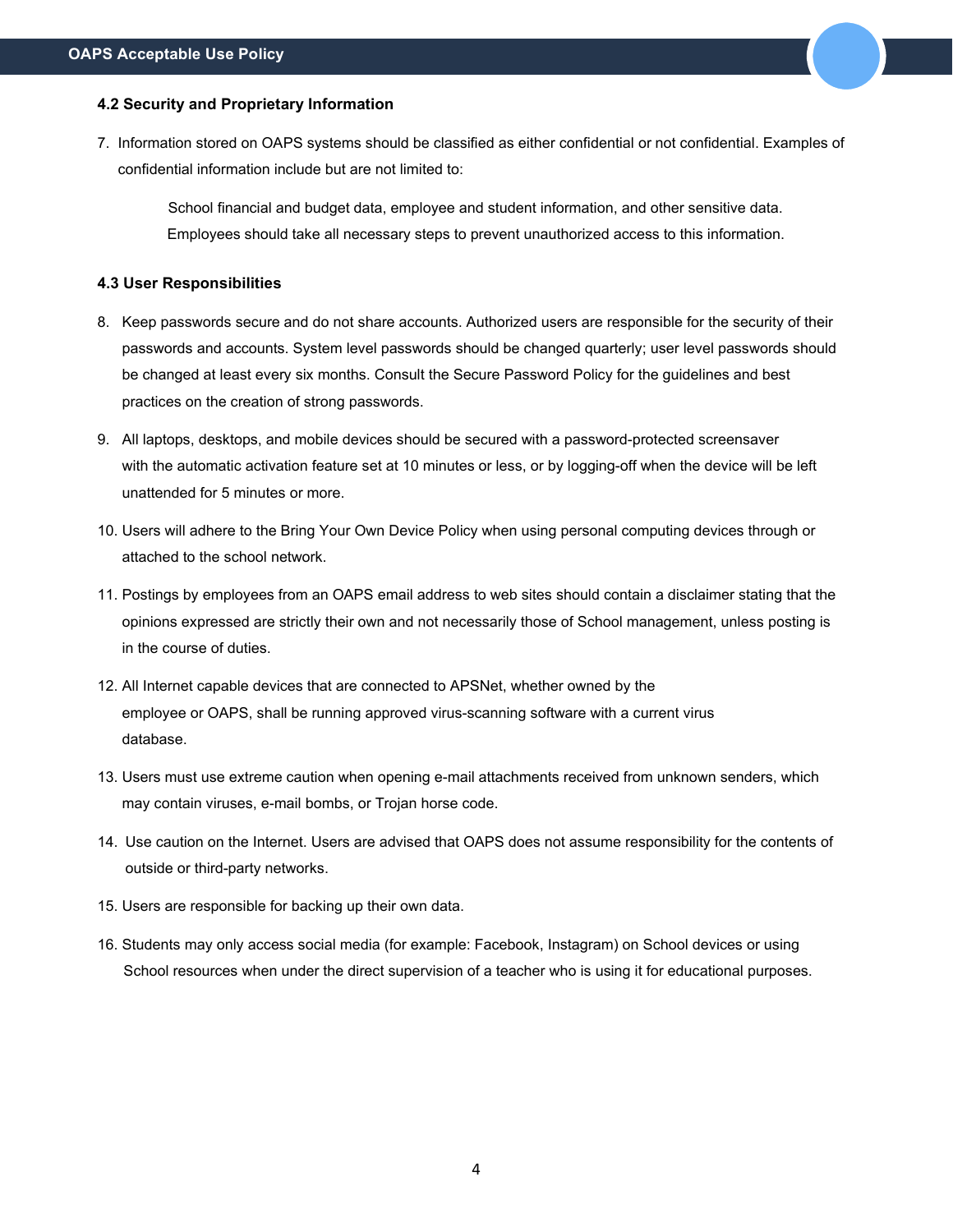### 4.2 Security and Proprietary Information

7. Information stored on OAPS systems should be classified as either confidential or not confidential. Examples of confidential information include but are not limited to:

    School financial and budget data, employee and student information, and other sensitive data. Employees should take all necessary steps to prevent unauthorized access to this information.

### 4.3 User Responsibilities

8. Keep passwords secure and do not share accounts. Authorized users are responsible for the security of their passwords and accounts. System level passwords should be changed quarterly; user level passwords should be changed at least every six months. Consult the Secure Password Policy for the guidelines and best practices on the creation of strong passwords.
9. All laptops, desktops, and mobile devices should be secured with a password-protected screensaver with the automatic activation feature set at 10 minutes or less, or by logging-off when the device will be left unattended for 5 minutes or more.
10. Users will adhere to the Bring Your Own Device Policy when using personal computing devices through or attached to the school network.
11. Postings by employees from an OAPS email address to web sites should contain a disclaimer stating that the opinions expressed are strictly their own and not necessarily those of School management, unless posting is in the course of duties.
12. All Internet capable devices that are connected to APSNet, whether owned by the employee or OAPS, shall be running approved virus-scanning software with a current virus database.
13. Users must use extreme caution when opening e-mail attachments received from unknown senders, which may contain viruses, e-mail bombs, or Trojan horse code.
14. Use caution on the Internet. Users are advised that OAPS does not assume responsibility for the contents of outside or third-party networks.
15. Users are responsible for backing up their own data.
16. Students may only access social media (for example: Facebook, Instagram) on School devices or using School resources when under the direct supervision of a teacher who is using it for educational purposes.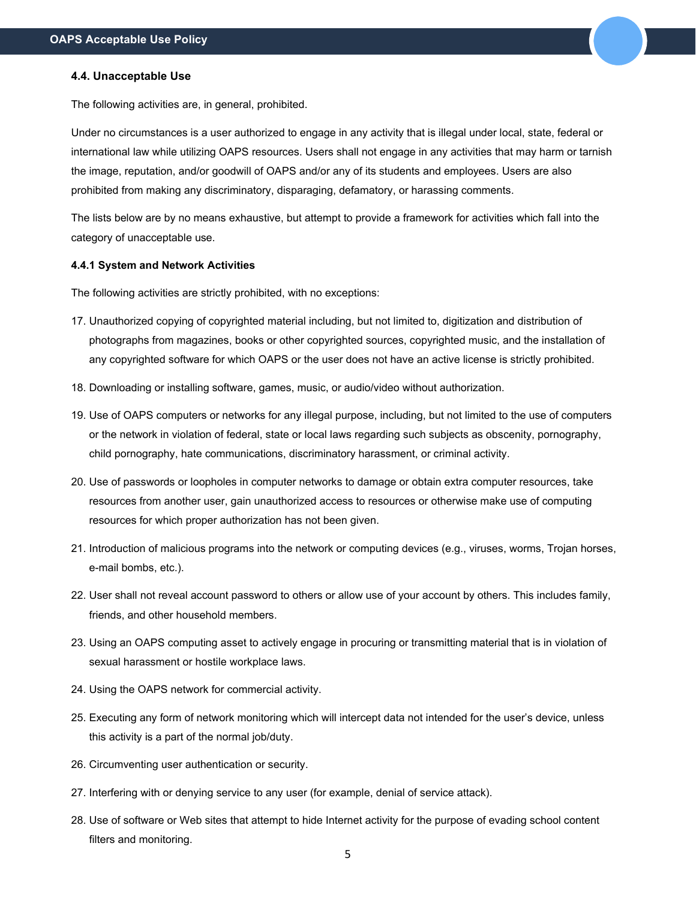### 4.4. Unacceptable Use

The following activities are, in general, prohibited.

Under no circumstances is a user authorized to engage in any activity that is illegal under local, state, federal or international law while utilizing OAPS resources. Users shall not engage in any activities that may harm or tarnish the image, reputation, and/or goodwill of OAPS and/or any of its students and employees. Users are also prohibited from making any discriminatory, disparaging, defamatory, or harassing comments.

The lists below are by no means exhaustive, but attempt to provide a framework for activities which fall into the category of unacceptable use.

#### 4.4.1 System and Network Activities

The following activities are strictly prohibited, with no exceptions:

17. Unauthorized copying of copyrighted material including, but not limited to, digitization and distribution of photographs from magazines, books or other copyrighted sources, copyrighted music, and the installation of any copyrighted software for which OAPS or the user does not have an active license is strictly prohibited.
18. Downloading or installing software, games, music, or audio/video without authorization.
19. Use of OAPS computers or networks for any illegal purpose, including, but not limited to the use of computers or the network in violation of federal, state or local laws regarding such subjects as obscenity, pornography, child pornography, hate communications, discriminatory harassment, or criminal activity.
20. Use of passwords or loopholes in computer networks to damage or obtain extra computer resources, take resources from another user, gain unauthorized access to resources or otherwise make use of computing resources for which proper authorization has not been given.
21. Introduction of malicious programs into the network or computing devices (e.g., viruses, worms, Trojan horses, e-mail bombs, etc.).
22. User shall not reveal account password to others or allow use of your account by others. This includes family, friends, and other household members.
23. Using an OAPS computing asset to actively engage in procuring or transmitting material that is in violation of sexual harassment or hostile workplace laws.
24. Using the OAPS network for commercial activity.
25. Executing any form of network monitoring which will intercept data not intended for the user's device, unless this activity is a part of the normal job/duty.
26. Circumventing user authentication or security.
27. Interfering with or denying service to any user (for example, denial of service attack).
28. Use of software or Web sites that attempt to hide Internet activity for the purpose of evading school content filters and monitoring.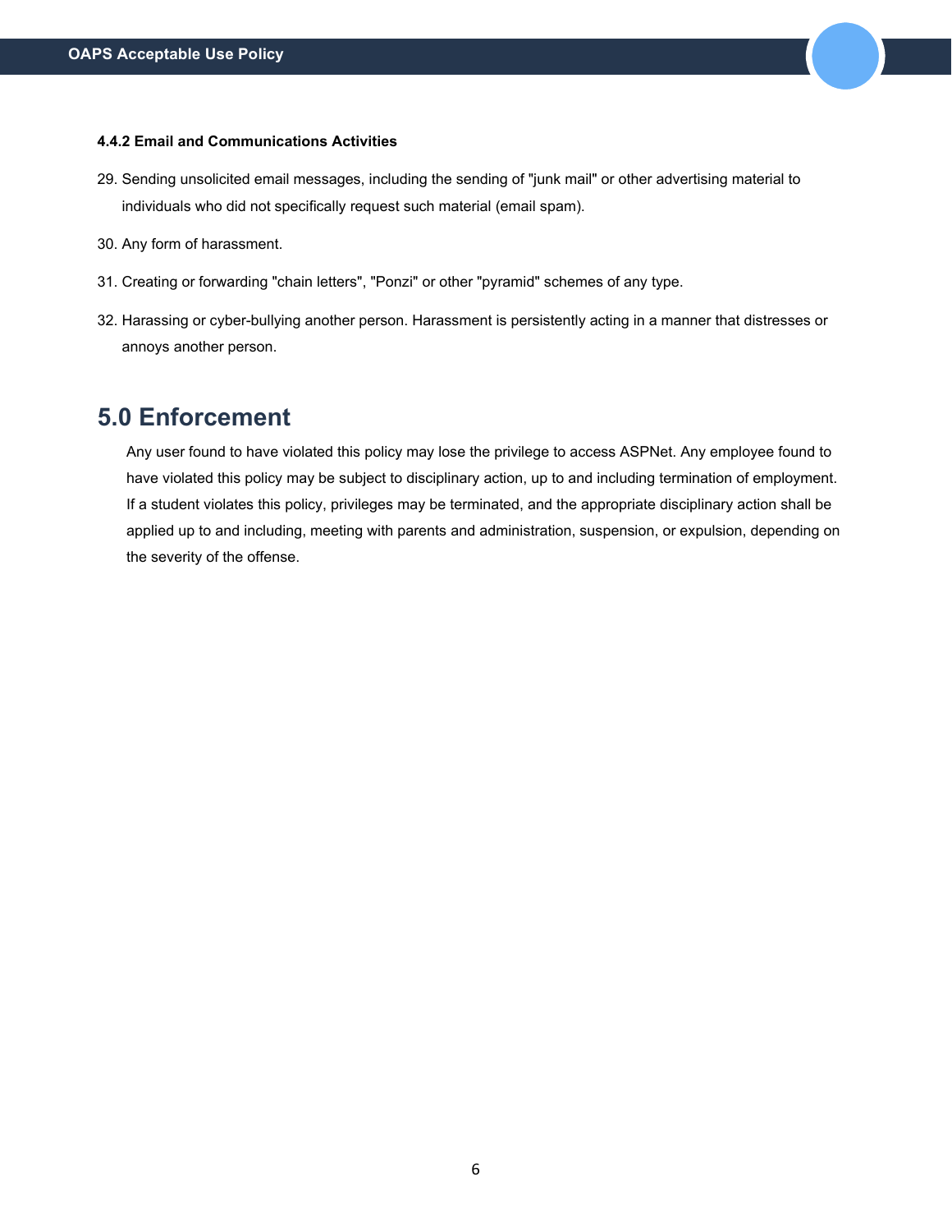#### 4.4.2 Email and Communications Activities

29. Sending unsolicited email messages, including the sending of "junk mail" or other advertising material to individuals who did not specifically request such material (email spam).
30. Any form of harassment.
31. Creating or forwarding "chain letters", "Ponzi" or other "pyramid" schemes of any type.
32. Harassing or cyber-bullying another person. Harassment is persistently acting in a manner that distresses or annoys another person.

## 5.0 Enforcement

Any user found to have violated this policy may lose the privilege to access ASPNet. Any employee found to have violated this policy may be subject to disciplinary action, up to and including termination of employment. If a student violates this policy, privileges may be terminated, and the appropriate disciplinary action shall be applied up to and including, meeting with parents and administration, suspension, or expulsion, depending on the severity of the offense.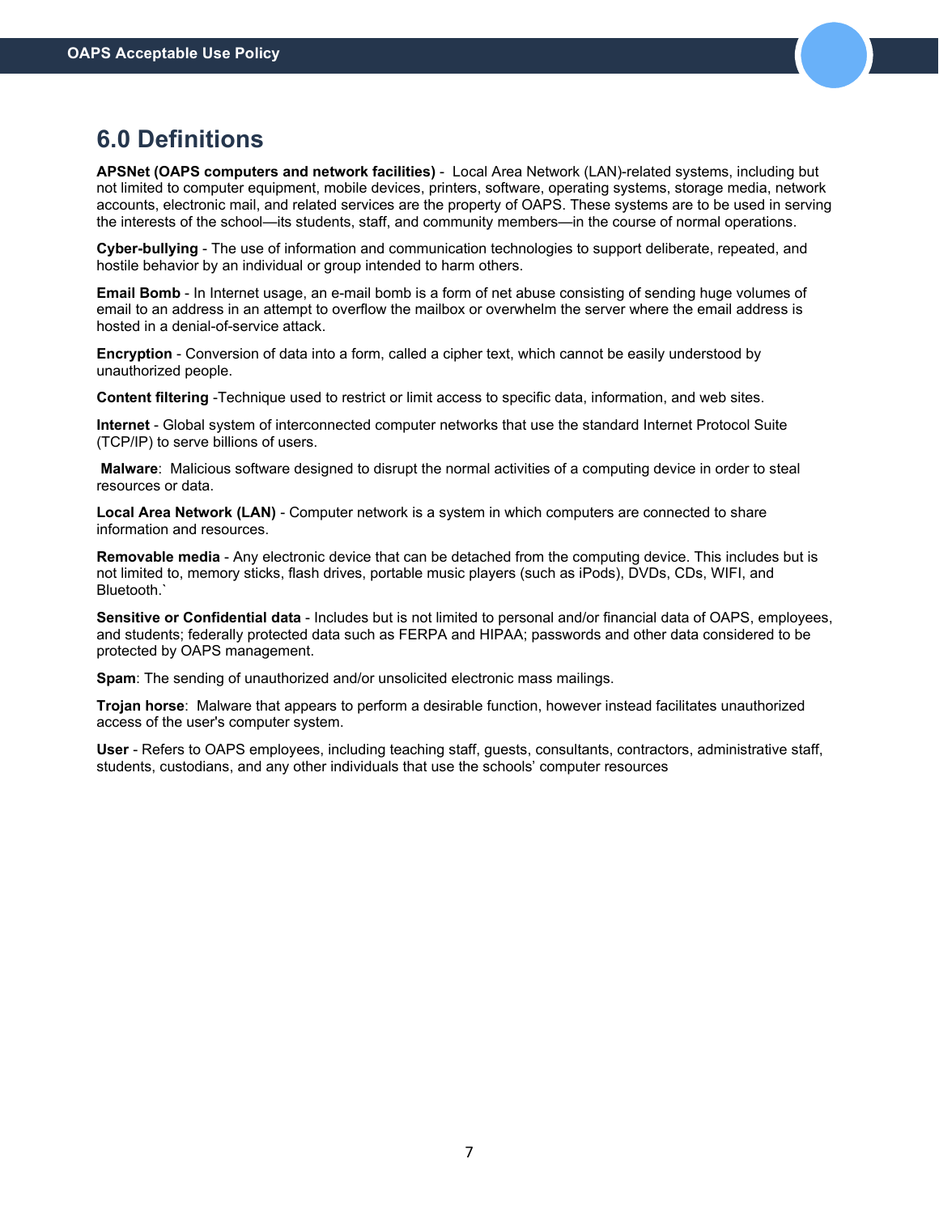## 6.0 Definitions

**APSNet (OAPS computers and network facilities)** - Local Area Network (LAN)-related systems, including but not limited to computer equipment, mobile devices, printers, software, operating systems, storage media, network accounts, electronic mail, and related services are the property of OAPS. These systems are to be used in serving the interests of the school—its students, staff, and community members—in the course of normal operations.

**Cyber-bullying** - The use of information and communication technologies to support deliberate, repeated, and hostile behavior by an individual or group intended to harm others.

**Email Bomb** - In Internet usage, an e-mail bomb is a form of net abuse consisting of sending huge volumes of email to an address in an attempt to overflow the mailbox or overwhelm the server where the email address is hosted in a denial-of-service attack.

**Encryption** - Conversion of data into a form, called a cipher text, which cannot be easily understood by unauthorized people.

**Content filtering** -Technique used to restrict or limit access to specific data, information, and web sites.

**Internet** - Global system of interconnected computer networks that use the standard Internet Protocol Suite (TCP/IP) to serve billions of users.

**Malware**: Malicious software designed to disrupt the normal activities of a computing device in order to steal resources or data.

**Local Area Network (LAN)** - Computer network is a system in which computers are connected to share information and resources.

**Removable media** - Any electronic device that can be detached from the computing device. This includes but is not limited to, memory sticks, flash drives, portable music players (such as iPods), DVDs, CDs, WIFI, and Bluetooth.`

**Sensitive or Confidential data** - Includes but is not limited to personal and/or financial data of OAPS, employees, and students; federally protected data such as FERPA and HIPAA; passwords and other data considered to be protected by OAPS management.

**Spam**: The sending of unauthorized and/or unsolicited electronic mass mailings.

**Trojan horse**: Malware that appears to perform a desirable function, however instead facilitates unauthorized access of the user's computer system.

**User** - Refers to OAPS employees, including teaching staff, guests, consultants, contractors, administrative staff, students, custodians, and any other individuals that use the schools' computer resources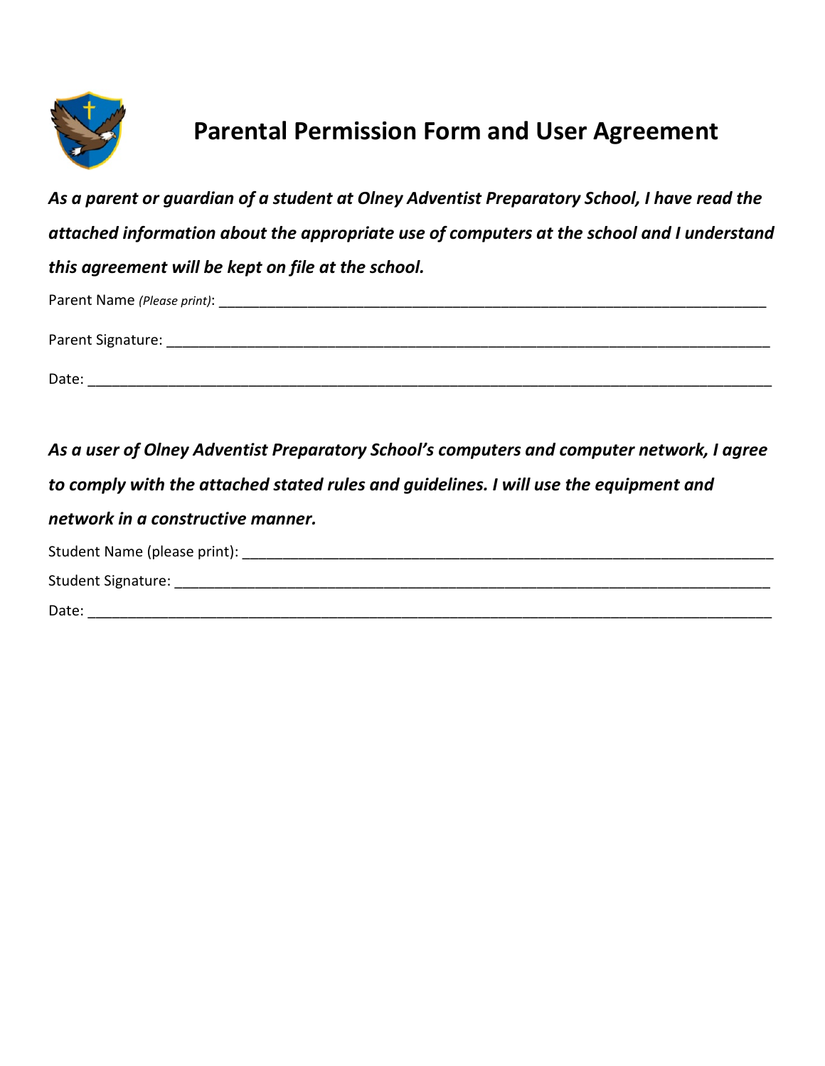# Parental Permission Form and User Agreement

***As a parent or guardian of a student at Olney Adventist Preparatory School, I have read the attached information about the appropriate use of computers at the school and I understand this agreement will be kept on file at the school.***

Parent Name *(Please print)*: ______________________________________________________________________

Parent Signature: ________________________________________________________________________

Date: ____________________________________________________________________________

***As a user of Olney Adventist Preparatory School's computers and computer network, I agree to comply with the attached stated rules and guidelines. I will use the equipment and network in a constructive manner.***

Student Name (please print): ________________________________________________________________

Student Signature: _______________________________________________________________________

Date: ____________________________________________________________________________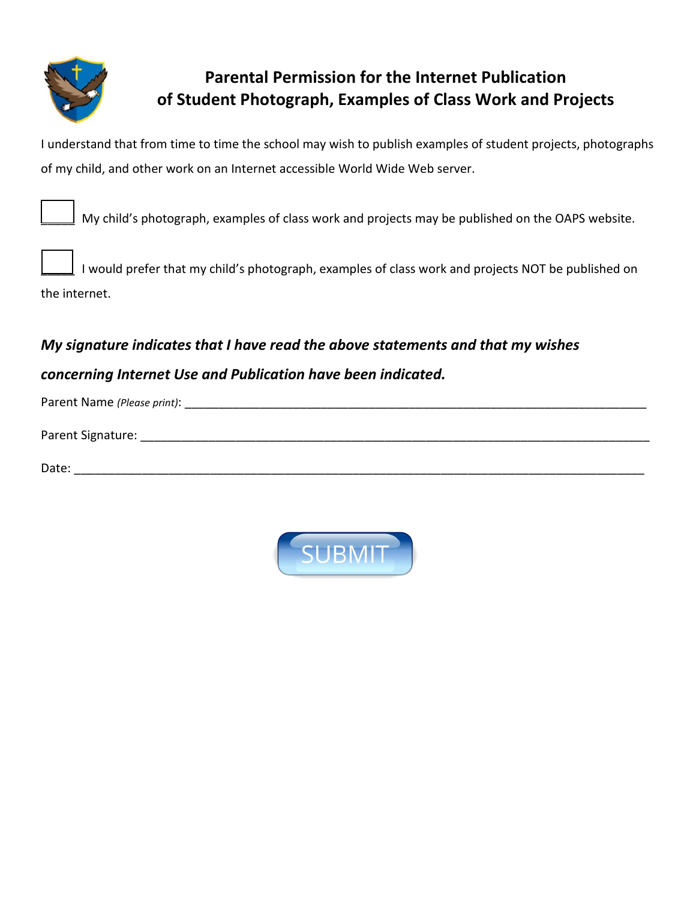# Parental Permission for the Internet Publication of Student Photograph, Examples of Class Work and Projects

I understand that from time to time the school may wish to publish examples of student projects, photographs of my child, and other work on an Internet accessible World Wide Web server.

☐ My child's photograph, examples of class work and projects may be published on the OAPS website.

☐ I would prefer that my child's photograph, examples of class work and projects NOT be published on the internet.

***My signature indicates that I have read the above statements and that my wishes concerning Internet Use and Publication have been indicated.***

Parent Name *(Please print)*: ______________________________________________________________________

Parent Signature: ______________________________________________________________________

Date: ______________________________________________________________________

SUBMIT